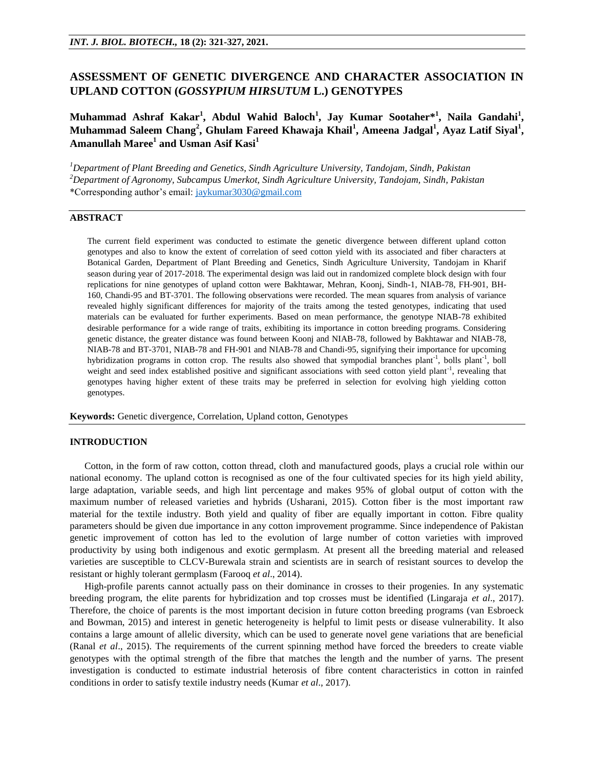# ASSESSMENT OF GENETIC DIVERGENCE AND CHARACTER ASSOCIATION IN UPLAND COTTON (*GOSSYPIUM HIRSUTUM* L.) GENOTYPES

**Muhammad Ashraf Kakar[1], Abdul Wahid Baloch[1], Jay Kumar Sootaher*[1], Naila Gandahi[1], Muhammad Saleem Chang[2], Ghulam Fareed Khawaja Khail[1], Ameena Jadgal[1], Ayaz Latif Siyal[1], Amanullah Maree[1] and Usman Asif Kasi[1]**

[1]*Department of Plant Breeding and Genetics, Sindh Agriculture University, Tandojam, Sindh, Pakistan*
[2]*Department of Agronomy, Subcampus Umerkot, Sindh Agriculture University, Tandojam, Sindh, Pakistan*
*Corresponding author's email: jaykumar3030@gmail.com

## ABSTRACT

The current field experiment was conducted to estimate the genetic divergence between different upland cotton genotypes and also to know the extent of correlation of seed cotton yield with its associated and fiber characters at Botanical Garden, Department of Plant Breeding and Genetics, Sindh Agriculture University, Tandojam in Kharif season during year of 2017-2018. The experimental design was laid out in randomized complete block design with four replications for nine genotypes of upland cotton were Bakhtawar, Mehran, Koonj, Sindh-1, NIAB-78, FH-901, BH-160, Chandi-95 and BT-3701. The following observations were recorded. The mean squares from analysis of variance revealed highly significant differences for majority of the traits among the tested genotypes, indicating that used materials can be evaluated for further experiments. Based on mean performance, the genotype NIAB-78 exhibited desirable performance for a wide range of traits, exhibiting its importance in cotton breeding programs. Considering genetic distance, the greater distance was found between Koonj and NIAB-78, followed by Bakhtawar and NIAB-78, NIAB-78 and BT-3701, NIAB-78 and FH-901 and NIAB-78 and Chandi-95, signifying their importance for upcoming hybridization programs in cotton crop. The results also showed that sympodial branches plant$^{-1}$, bolls plant$^{-1}$, boll weight and seed index established positive and significant associations with seed cotton yield plant$^{-1}$, revealing that genotypes having higher extent of these traits may be preferred in selection for evolving high yielding cotton genotypes.

**Keywords:** Genetic divergence, Correlation, Upland cotton, Genotypes

## INTRODUCTION

Cotton, in the form of raw cotton, cotton thread, cloth and manufactured goods, plays a crucial role within our national economy. The upland cotton is recognised as one of the four cultivated species for its high yield ability, large adaptation, variable seeds, and high lint percentage and makes 95% of global output of cotton with the maximum number of released varieties and hybrids (Usharani, 2015). Cotton fiber is the most important raw material for the textile industry. Both yield and quality of fiber are equally important in cotton. Fibre quality parameters should be given due importance in any cotton improvement programme. Since independence of Pakistan genetic improvement of cotton has led to the evolution of large number of cotton varieties with improved productivity by using both indigenous and exotic germplasm. At present all the breeding material and released varieties are susceptible to CLCV-Burewala strain and scientists are in search of resistant sources to develop the resistant or highly tolerant germplasm (Farooq *et al*., 2014).

High-profile parents cannot actually pass on their dominance in crosses to their progenies. In any systematic breeding program, the elite parents for hybridization and top crosses must be identified (Lingaraja *et al*., 2017). Therefore, the choice of parents is the most important decision in future cotton breeding programs (van Esbroeck and Bowman, 2015) and interest in genetic heterogeneity is helpful to limit pests or disease vulnerability. It also contains a large amount of allelic diversity, which can be used to generate novel gene variations that are beneficial (Ranal *et al*., 2015). The requirements of the current spinning method have forced the breeders to create viable genotypes with the optimal strength of the fibre that matches the length and the number of yarns. The present investigation is conducted to estimate industrial heterosis of fibre content characteristics in cotton in rainfed conditions in order to satisfy textile industry needs (Kumar *et al*., 2017).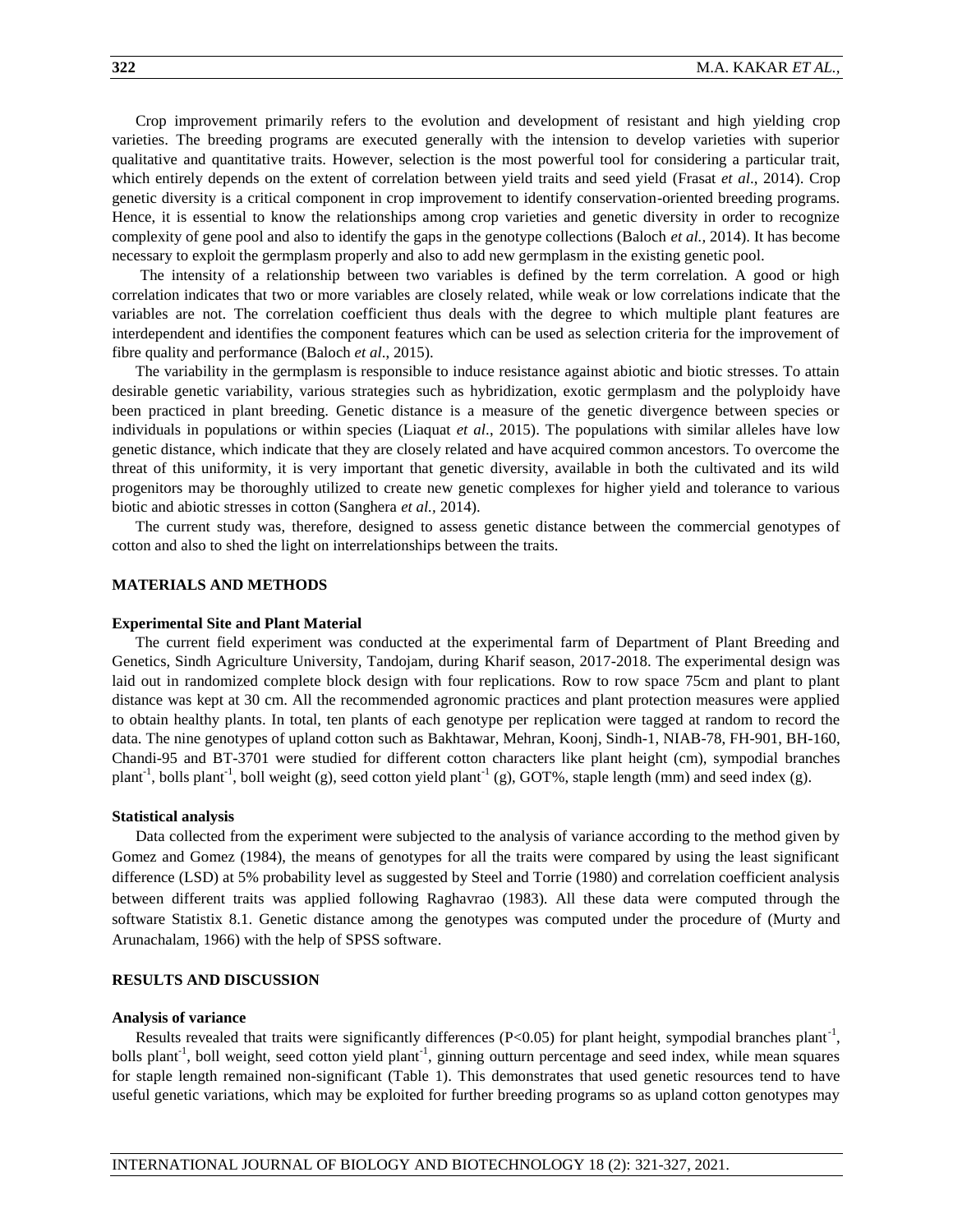Crop improvement primarily refers to the evolution and development of resistant and high yielding crop varieties. The breeding programs are executed generally with the intension to develop varieties with superior qualitative and quantitative traits. However, selection is the most powerful tool for considering a particular trait, which entirely depends on the extent of correlation between yield traits and seed yield (Frasat *et al*., 2014). Crop genetic diversity is a critical component in crop improvement to identify conservation-oriented breeding programs. Hence, it is essential to know the relationships among crop varieties and genetic diversity in order to recognize complexity of gene pool and also to identify the gaps in the genotype collections (Baloch *et al.,* 2014). It has become necessary to exploit the germplasm properly and also to add new germplasm in the existing genetic pool.

The intensity of a relationship between two variables is defined by the term correlation. A good or high correlation indicates that two or more variables are closely related, while weak or low correlations indicate that the variables are not. The correlation coefficient thus deals with the degree to which multiple plant features are interdependent and identifies the component features which can be used as selection criteria for the improvement of fibre quality and performance (Baloch *et al*., 2015).

The variability in the germplasm is responsible to induce resistance against abiotic and biotic stresses. To attain desirable genetic variability, various strategies such as hybridization, exotic germplasm and the polyploidy have been practiced in plant breeding. Genetic distance is a measure of the genetic divergence between species or individuals in populations or within species (Liaquat *et al*., 2015). The populations with similar alleles have low genetic distance, which indicate that they are closely related and have acquired common ancestors. To overcome the threat of this uniformity, it is very important that genetic diversity, available in both the cultivated and its wild progenitors may be thoroughly utilized to create new genetic complexes for higher yield and tolerance to various biotic and abiotic stresses in cotton (Sanghera *et al.,* 2014).

The current study was, therefore, designed to assess genetic distance between the commercial genotypes of cotton and also to shed the light on interrelationships between the traits.

## MATERIALS AND METHODS

### Experimental Site and Plant Material

The current field experiment was conducted at the experimental farm of Department of Plant Breeding and Genetics, Sindh Agriculture University, Tandojam, during Kharif season, 2017-2018. The experimental design was laid out in randomized complete block design with four replications. Row to row space 75cm and plant to plant distance was kept at 30 cm. All the recommended agronomic practices and plant protection measures were applied to obtain healthy plants. In total, ten plants of each genotype per replication were tagged at random to record the data. The nine genotypes of upland cotton such as Bakhtawar, Mehran, Koonj, Sindh-1, NIAB-78, FH-901, BH-160, Chandi-95 and BT-3701 were studied for different cotton characters like plant height (cm), sympodial branches plant$^{-1}$, bolls plant$^{-1}$, boll weight (g), seed cotton yield plant$^{-1}$ (g), GOT%, staple length (mm) and seed index (g).

### Statistical analysis

Data collected from the experiment were subjected to the analysis of variance according to the method given by Gomez and Gomez (1984), the means of genotypes for all the traits were compared by using the least significant difference (LSD) at 5% probability level as suggested by Steel and Torrie (1980) and correlation coefficient analysis between different traits was applied following Raghavrao (1983). All these data were computed through the software Statistix 8.1. Genetic distance among the genotypes was computed under the procedure of (Murty and Arunachalam, 1966) with the help of SPSS software.

## RESULTS AND DISCUSSION

### Analysis of variance

Results revealed that traits were significantly differences ($P<0.05$) for plant height, sympodial branches plant$^{-1}$, bolls plant$^{-1}$, boll weight, seed cotton yield plant$^{-1}$, ginning outturn percentage and seed index, while mean squares for staple length remained non-significant (Table 1). This demonstrates that used genetic resources tend to have useful genetic variations, which may be exploited for further breeding programs so as upland cotton genotypes may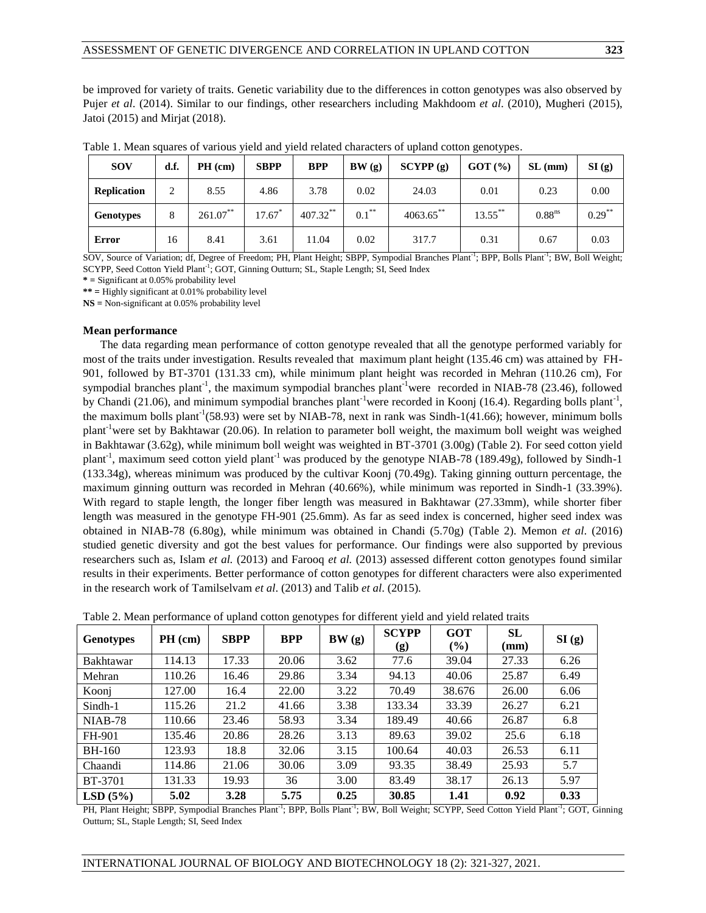be improved for variety of traits. Genetic variability due to the differences in cotton genotypes was also observed by Pujer *et al*. (2014). Similar to our findings, other researchers including Makhdoom *et al*. (2010), Mugheri (2015), Jatoi (2015) and Mirjat (2018).

Table 1. Mean squares of various yield and yield related characters of upland cotton genotypes.

| SOV | d.f. | PH (cm) | SBPP | BPP | BW (g) | SCYPP (g) | GOT (%) | SL (mm) | SI (g) |
|---|---|---|---|---|---|---|---|---|---|
| Replication | 2 | 8.55 | 4.86 | 3.78 | 0.02 | 24.03 | 0.01 | 0.23 | 0.00 |
| Genotypes | 8 | $261.07^{**}$ | $17.67^{*}$ | $407.32^{**}$ | $0.1^{**}$ | $4063.65^{**}$ | $13.55^{**}$ | $0.88^{ns}$ | $0.29^{**}$ |
| Error | 16 | 8.41 | 3.61 | 11.04 | 0.02 | 317.7 | 0.31 | 0.67 | 0.03 |

SOV, Source of Variation; df, Degree of Freedom; PH, Plant Height; SBPP, Sympodial Branches Plant$^{-1}$; BPP, Bolls Plant$^{-1}$; BW, Boll Weight; SCYPP, Seed Cotton Yield Plant$^{-1}$; GOT, Ginning Outturn; SL, Staple Length; SI, Seed Index

**\*** = Significant at 0.05% probability level

**\*\*** = Highly significant at 0.01% probability level

**NS** = Non-significant at 0.05% probability level

### Mean performance

The data regarding mean performance of cotton genotype revealed that all the genotype performed variably for most of the traits under investigation. Results revealed that maximum plant height (135.46 cm) was attained by FH-901, followed by BT-3701 (131.33 cm), while minimum plant height was recorded in Mehran (110.26 cm), For sympodial branches plant$^{-1}$, the maximum sympodial branches plant$^{-1}$were recorded in NIAB-78 (23.46), followed by Chandi (21.06), and minimum sympodial branches plant$^{-1}$were recorded in Koonj (16.4). Regarding bolls plant$^{-1}$, the maximum bolls plant$^{-1}$(58.93) were set by NIAB-78, next in rank was Sindh-1(41.66); however, minimum bolls plant$^{-1}$were set by Bakhtawar (20.06). In relation to parameter boll weight, the maximum boll weight was weighed in Bakhtawar (3.62g), while minimum boll weight was weighted in BT-3701 (3.00g) (Table 2). For seed cotton yield plant$^{-1}$, maximum seed cotton yield plant$^{-1}$ was produced by the genotype NIAB-78 (189.49g), followed by Sindh-1 (133.34g), whereas minimum was produced by the cultivar Koonj (70.49g). Taking ginning outturn percentage, the maximum ginning outturn was recorded in Mehran (40.66%), while minimum was reported in Sindh-1 (33.39%). With regard to staple length, the longer fiber length was measured in Bakhtawar (27.33mm), while shorter fiber length was measured in the genotype FH-901 (25.6mm). As far as seed index is concerned, higher seed index was obtained in NIAB-78 (6.80g), while minimum was obtained in Chandi (5.70g) (Table 2). Memon *et al*. (2016) studied genetic diversity and got the best values for performance. Our findings were also supported by previous researchers such as, Islam *et al.* (2013) and Farooq *et al.* (2013) assessed different cotton genotypes found similar results in their experiments. Better performance of cotton genotypes for different characters were also experimented in the research work of Tamilselvam *et al*. (2013) and Talib *et al*. (2015).

Table 2. Mean performance of upland cotton genotypes for different yield and yield related traits

| Genotypes | PH (cm) | SBPP | BPP | BW (g) | SCYPP (g) | GOT (%) | SL (mm) | SI (g) |
|---|---|---|---|---|---|---|---|---|
| Bakhtawar | 114.13 | 17.33 | 20.06 | 3.62 | 77.6 | 39.04 | 27.33 | 6.26 |
| Mehran | 110.26 | 16.46 | 29.86 | 3.34 | 94.13 | 40.06 | 25.87 | 6.49 |
| Koonj | 127.00 | 16.4 | 22.00 | 3.22 | 70.49 | 38.676 | 26.00 | 6.06 |
| Sindh-1 | 115.26 | 21.2 | 41.66 | 3.38 | 133.34 | 33.39 | 26.27 | 6.21 |
| NIAB-78 | 110.66 | 23.46 | 58.93 | 3.34 | 189.49 | 40.66 | 26.87 | 6.8 |
| FH-901 | 135.46 | 20.86 | 28.26 | 3.13 | 89.63 | 39.02 | 25.6 | 6.18 |
| BH-160 | 123.93 | 18.8 | 32.06 | 3.15 | 100.64 | 40.03 | 26.53 | 6.11 |
| Chaandi | 114.86 | 21.06 | 30.06 | 3.09 | 93.35 | 38.49 | 25.93 | 5.7 |
| BT-3701 | 131.33 | 19.93 | 36 | 3.00 | 83.49 | 38.17 | 26.13 | 5.97 |
| **LSD (5%)** | **5.02** | **3.28** | **5.75** | **0.25** | **30.85** | **1.41** | **0.92** | **0.33** |

PH, Plant Height; SBPP, Sympodial Branches Plant$^{-1}$; BPP, Bolls Plant$^{-1}$; BW, Boll Weight; SCYPP, Seed Cotton Yield Plant$^{-1}$; GOT, Ginning Outturn; SL, Staple Length; SI, Seed Index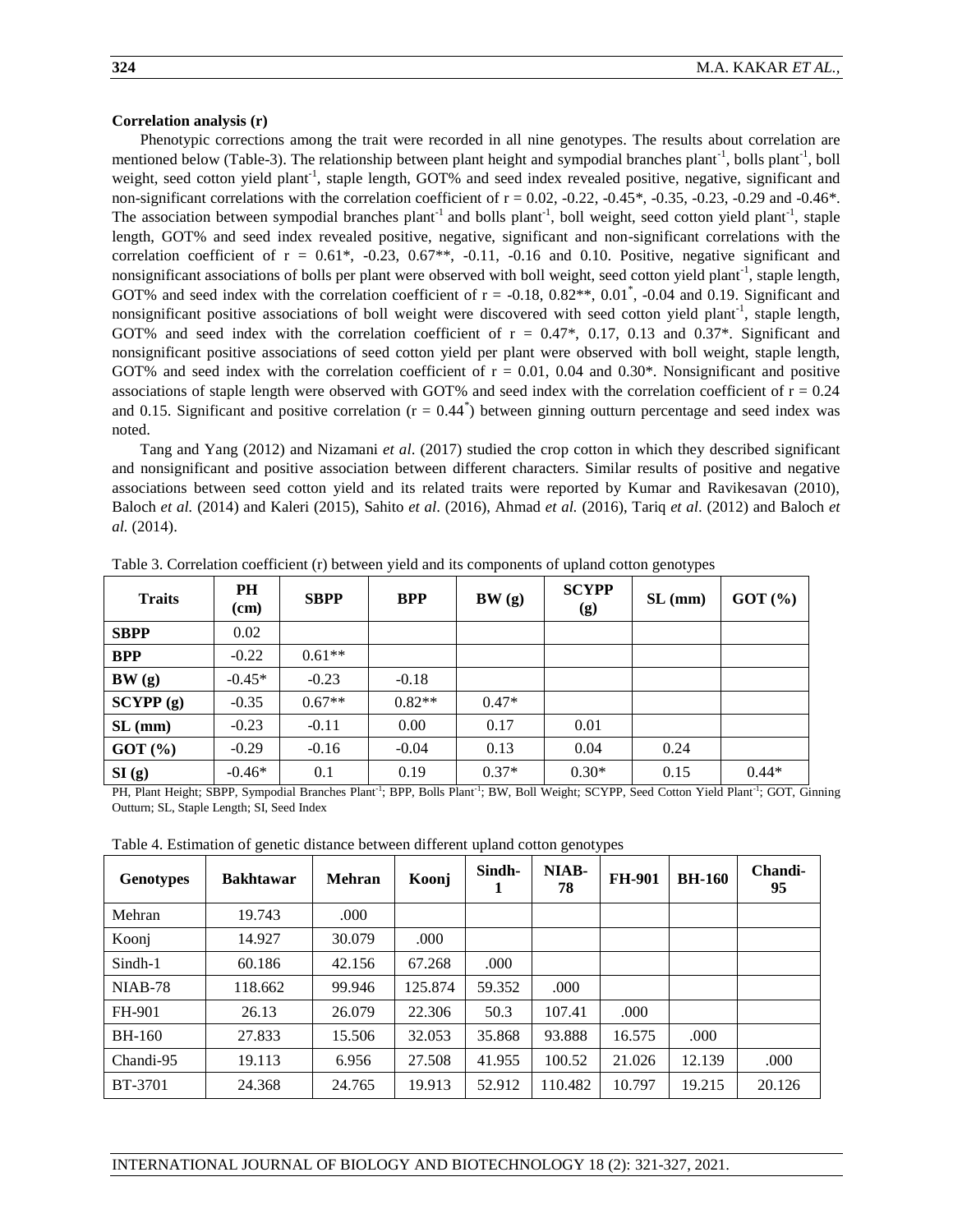**Correlation analysis (r)**

Phenotypic corrections among the trait were recorded in all nine genotypes. The results about correlation are mentioned below (Table-3). The relationship between plant height and sympodial branches plant$^{-1}$, bolls plant$^{-1}$, boll weight, seed cotton yield plant$^{-1}$, staple length, GOT% and seed index revealed positive, negative, significant and non-significant correlations with the correlation coefficient of r = 0.02, -0.22, -0.45*, -0.35, -0.23, -0.29 and -0.46*. The association between sympodial branches plant$^{-1}$ and bolls plant$^{-1}$, boll weight, seed cotton yield plant$^{-1}$, staple length, GOT% and seed index revealed positive, negative, significant and non-significant correlations with the correlation coefficient of r = 0.61*, -0.23, 0.67**, -0.11, -0.16 and 0.10. Positive, negative significant and nonsignificant associations of bolls per plant were observed with boll weight, seed cotton yield plant$^{-1}$, staple length, GOT% and seed index with the correlation coefficient of r = -0.18, 0.82**, 0.01*, -0.04 and 0.19. Significant and nonsignificant positive associations of boll weight were discovered with seed cotton yield plant$^{-1}$, staple length, GOT% and seed index with the correlation coefficient of r = 0.47*, 0.17, 0.13 and 0.37*. Significant and nonsignificant positive associations of seed cotton yield per plant were observed with boll weight, staple length, GOT% and seed index with the correlation coefficient of r = 0.01, 0.04 and 0.30*. Nonsignificant and positive associations of staple length were observed with GOT% and seed index with the correlation coefficient of r = 0.24 and 0.15. Significant and positive correlation (r = 0.44*) between ginning outturn percentage and seed index was noted.

Tang and Yang (2012) and Nizamani *et al*. (2017) studied the crop cotton in which they described significant and nonsignificant and positive association between different characters. Similar results of positive and negative associations between seed cotton yield and its related traits were reported by Kumar and Ravikesavan (2010), Baloch *et al.* (2014) and Kaleri (2015), Sahito *et al*. (2016), Ahmad *et al.* (2016), Tariq *et al*. (2012) and Baloch *et al.* (2014).

Table 3. Correlation coefficient (r) between yield and its components of upland cotton genotypes

| Traits | PH (cm) | SBPP | BPP | BW (g) | SCYPP (g) | SL (mm) | GOT (%) |
|---|---|---|---|---|---|---|---|
| **SBPP** | 0.02 | | | | | | |
| **BPP** | -0.22 | 0.61** | | | | | |
| **BW (g)** | -0.45* | -0.23 | -0.18 | | | | |
| **SCYPP (g)** | -0.35 | 0.67** | 0.82** | 0.47* | | | |
| **SL (mm)** | -0.23 | -0.11 | 0.00 | 0.17 | 0.01 | | |
| **GOT (%)** | -0.29 | -0.16 | -0.04 | 0.13 | 0.04 | 0.24 | |
| **SI (g)** | -0.46* | 0.1 | 0.19 | 0.37* | 0.30* | 0.15 | 0.44* |

PH, Plant Height; SBPP, Sympodial Branches Plant$^{-1}$; BPP, Bolls Plant$^{-1}$; BW, Boll Weight; SCYPP, Seed Cotton Yield Plant$^{-1}$; GOT, Ginning Outturn; SL, Staple Length; SI, Seed Index

Table 4. Estimation of genetic distance between different upland cotton genotypes

| Genotypes | Bakhtawar | Mehran | Koonj | Sindh-1 | NIAB-78 | FH-901 | BH-160 | Chandi-95 |
|---|---|---|---|---|---|---|---|---|
| Mehran | 19.743 | .000 | | | | | | |
| Koonj | 14.927 | 30.079 | .000 | | | | | |
| Sindh-1 | 60.186 | 42.156 | 67.268 | .000 | | | | |
| NIAB-78 | 118.662 | 99.946 | 125.874 | 59.352 | .000 | | | |
| FH-901 | 26.13 | 26.079 | 22.306 | 50.3 | 107.41 | .000 | | |
| BH-160 | 27.833 | 15.506 | 32.053 | 35.868 | 93.888 | 16.575 | .000 | |
| Chandi-95 | 19.113 | 6.956 | 27.508 | 41.955 | 100.52 | 21.026 | 12.139 | .000 |
| BT-3701 | 24.368 | 24.765 | 19.913 | 52.912 | 110.482 | 10.797 | 19.215 | 20.126 |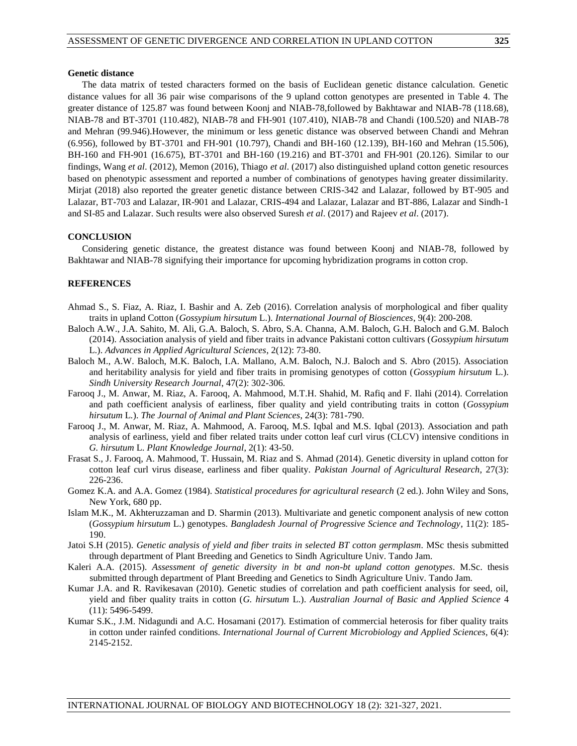### Genetic distance

The data matrix of tested characters formed on the basis of Euclidean genetic distance calculation. Genetic distance values for all 36 pair wise comparisons of the 9 upland cotton genotypes are presented in Table 4. The greater distance of 125.87 was found between Koonj and NIAB-78,followed by Bakhtawar and NIAB-78 (118.68), NIAB-78 and BT-3701 (110.482), NIAB-78 and FH-901 (107.410), NIAB-78 and Chandi (100.520) and NIAB-78 and Mehran (99.946).However, the minimum or less genetic distance was observed between Chandi and Mehran (6.956), followed by BT-3701 and FH-901 (10.797), Chandi and BH-160 (12.139), BH-160 and Mehran (15.506), BH-160 and FH-901 (16.675), BT-3701 and BH-160 (19.216) and BT-3701 and FH-901 (20.126). Similar to our findings, Wang *et al*. (2012), Memon (2016), Thiago *et al*. (2017) also distinguished upland cotton genetic resources based on phenotypic assessment and reported a number of combinations of genotypes having greater dissimilarity. Mirjat (2018) also reported the greater genetic distance between CRIS-342 and Lalazar, followed by BT-905 and Lalazar, BT-703 and Lalazar, IR-901 and Lalazar, CRIS-494 and Lalazar, Lalazar and BT-886, Lalazar and Sindh-1 and SI-85 and Lalazar. Such results were also observed Suresh *et al*. (2017) and Rajeev *et al*. (2017).

## CONCLUSION

Considering genetic distance, the greatest distance was found between Koonj and NIAB-78, followed by Bakhtawar and NIAB-78 signifying their importance for upcoming hybridization programs in cotton crop.

## REFERENCES

Ahmad S., S. Fiaz, A. Riaz, I. Bashir and A. Zeb (2016). Correlation analysis of morphological and fiber quality traits in upland Cotton (*Gossypium hirsutum* L.). *International Journal of Biosciences*, 9(4): 200-208.

Baloch A.W., J.A. Sahito, M. Ali, G.A. Baloch, S. Abro, S.A. Channa, A.M. Baloch, G.H. Baloch and G.M. Baloch (2014). Association analysis of yield and fiber traits in advance Pakistani cotton cultivars (*Gossypium hirsutum* L.). *Advances in Applied Agricultural Sciences*, 2(12): 73-80.

Baloch M., A.W. Baloch, M.K. Baloch, I.A. Mallano, A.M. Baloch, N.J. Baloch and S. Abro (2015). Association and heritability analysis for yield and fiber traits in promising genotypes of cotton (*Gossypium hirsutum* L.). *Sindh University Research Journal*, 47(2): 302-306.

Farooq J., M. Anwar, M. Riaz, A. Farooq, A. Mahmood, M.T.H. Shahid, M. Rafiq and F. Ilahi (2014). Correlation and path coefficient analysis of earliness, fiber quality and yield contributing traits in cotton (*Gossypium hirsutum* L.). *The Journal of Animal and Plant Sciences*, 24(3): 781-790.

Farooq J., M. Anwar, M. Riaz, A. Mahmood, A. Farooq, M.S. Iqbal and M.S. Iqbal (2013). Association and path analysis of earliness, yield and fiber related traits under cotton leaf curl virus (CLCV) intensive conditions in *G. hirsutum* L. *Plant Knowledge Journal*, 2(1): 43-50.

Frasat S., J. Farooq, A. Mahmood, T. Hussain, M. Riaz and S. Ahmad (2014). Genetic diversity in upland cotton for cotton leaf curl virus disease, earliness and fiber quality. *Pakistan Journal of Agricultural Research*, 27(3): 226-236.

Gomez K.A. and A.A. Gomez (1984). *Statistical procedures for agricultural research* (2 ed.). John Wiley and Sons, New York, 680 pp.

Islam M.K., M. Akhteruzzaman and D. Sharmin (2013). Multivariate and genetic component analysis of new cotton (*Gossypium hirsutum* L.) genotypes. *Bangladesh Journal of Progressive Science and Technology*, 11(2): 185-190.

Jatoi S.H (2015). *Genetic analysis of yield and fiber traits in selected BT cotton germplasm*. MSc thesis submitted through department of Plant Breeding and Genetics to Sindh Agriculture Univ. Tando Jam.

Kaleri A.A. (2015). *Assessment of genetic diversity in bt and non-bt upland cotton genotypes*. M.Sc. thesis submitted through department of Plant Breeding and Genetics to Sindh Agriculture Univ. Tando Jam.

Kumar J.A. and R. Ravikesavan (2010). Genetic studies of correlation and path coefficient analysis for seed, oil, yield and fiber quality traits in cotton (*G. hirsutum* L.). *Australian Journal of Basic and Applied Science* 4 (11): 5496-5499.

Kumar S.K., J.M. Nidagundi and A.C. Hosamani (2017). Estimation of commercial heterosis for fiber quality traits in cotton under rainfed conditions. *International Journal of Current Microbiology and Applied Sciences*, 6(4): 2145-2152.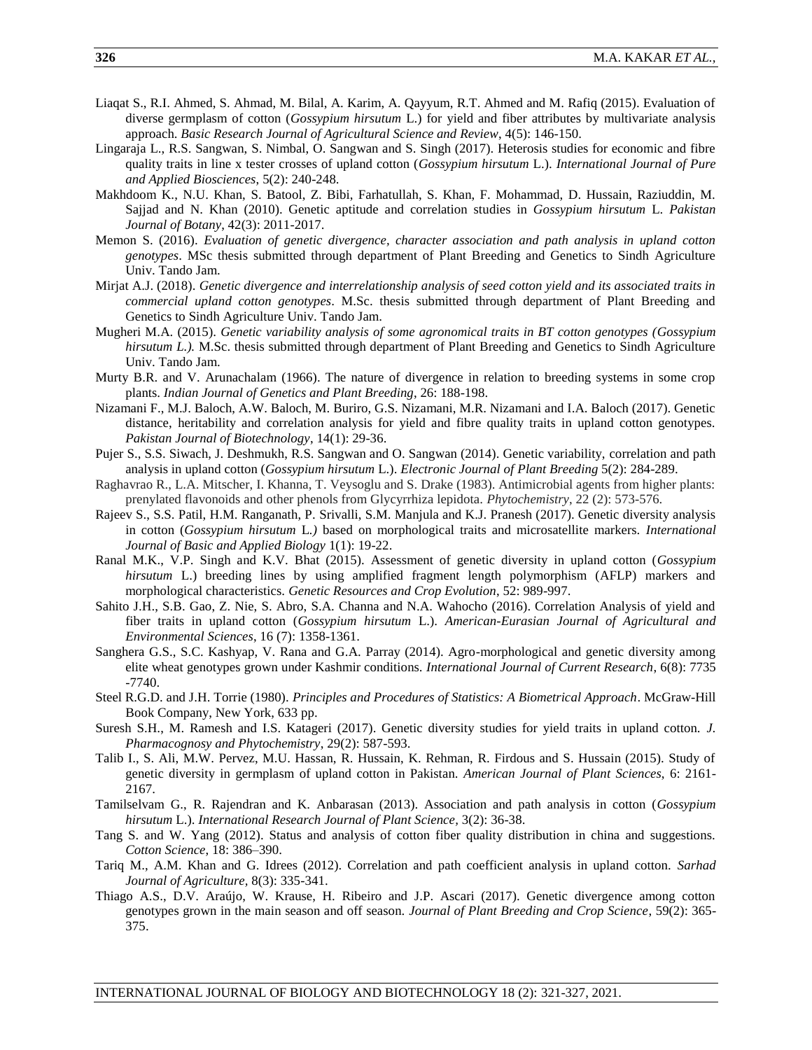Liaqat S., R.I. Ahmed, S. Ahmad, M. Bilal, A. Karim, A. Qayyum, R.T. Ahmed and M. Rafiq (2015). Evaluation of diverse germplasm of cotton (*Gossypium hirsutum* L.) for yield and fiber attributes by multivariate analysis approach. *Basic Research Journal of Agricultural Science and Review*, 4(5): 146-150.

Lingaraja L., R.S. Sangwan, S. Nimbal, O. Sangwan and S. Singh (2017). Heterosis studies for economic and fibre quality traits in line x tester crosses of upland cotton (*Gossypium hirsutum* L.). *International Journal of Pure and Applied Biosciences*, 5(2): 240-248.

Makhdoom K., N.U. Khan, S. Batool, Z. Bibi, Farhatullah, S. Khan, F. Mohammad, D. Hussain, Raziuddin, M. Sajjad and N. Khan (2010). Genetic aptitude and correlation studies in *Gossypium hirsutum* L. *Pakistan Journal of Botany*, 42(3): 2011-2017.

Memon S. (2016). *Evaluation of genetic divergence, character association and path analysis in upland cotton genotypes*. MSc thesis submitted through department of Plant Breeding and Genetics to Sindh Agriculture Univ. Tando Jam.

Mirjat A.J. (2018). *Genetic divergence and interrelationship analysis of seed cotton yield and its associated traits in commercial upland cotton genotypes*. M.Sc. thesis submitted through department of Plant Breeding and Genetics to Sindh Agriculture Univ. Tando Jam.

Mugheri M.A. (2015). *Genetic variability analysis of some agronomical traits in BT cotton genotypes (Gossypium hirsutum L.).* M.Sc. thesis submitted through department of Plant Breeding and Genetics to Sindh Agriculture Univ. Tando Jam.

Murty B.R. and V. Arunachalam (1966). The nature of divergence in relation to breeding systems in some crop plants. *Indian Journal of Genetics and Plant Breeding*, 26: 188-198.

Nizamani F., M.J. Baloch, A.W. Baloch, M. Buriro, G.S. Nizamani, M.R. Nizamani and I.A. Baloch (2017). Genetic distance, heritability and correlation analysis for yield and fibre quality traits in upland cotton genotypes. *Pakistan Journal of Biotechnology*, 14(1): 29-36.

Pujer S., S.S. Siwach, J. Deshmukh, R.S. Sangwan and O. Sangwan (2014). Genetic variability, correlation and path analysis in upland cotton (*Gossypium hirsutum* L.). *Electronic Journal of Plant Breeding* 5(2): 284-289.

Raghavrao R., L.A. Mitscher, I. Khanna, T. Veysoglu and S. Drake (1983). Antimicrobial agents from higher plants: prenylated flavonoids and other phenols from Glycyrrhiza lepidota. *Phytochemistry*, 22 (2): 573-576.

Rajeev S., S.S. Patil, H.M. Ranganath, P. Srivalli, S.M. Manjula and K.J. Pranesh (2017). Genetic diversity analysis in cotton (*Gossypium hirsutum* L.*)* based on morphological traits and microsatellite markers. *International Journal of Basic and Applied Biology* 1(1): 19-22.

Ranal M.K., V.P. Singh and K.V. Bhat (2015). Assessment of genetic diversity in upland cotton (*Gossypium hirsutum* L.) breeding lines by using amplified fragment length polymorphism (AFLP) markers and morphological characteristics. *Genetic Resources and Crop Evolution*, 52: 989-997.

Sahito J.H., S.B. Gao, Z. Nie, S. Abro, S.A. Channa and N.A. Wahocho (2016). Correlation Analysis of yield and fiber traits in upland cotton (*Gossypium hirsutum* L.). *American-Eurasian Journal of Agricultural and Environmental Sciences*, 16 (7): 1358-1361.

Sanghera G.S., S.C. Kashyap, V. Rana and G.A. Parray (2014). Agro-morphological and genetic diversity among elite wheat genotypes grown under Kashmir conditions. *International Journal of Current Research*, 6(8): 7735 -7740.

Steel R.G.D. and J.H. Torrie (1980). *Principles and Procedures of Statistics: A Biometrical Approach*. McGraw-Hill Book Company, New York, 633 pp.

Suresh S.H., M. Ramesh and I.S. Katageri (2017). Genetic diversity studies for yield traits in upland cotton. *J. Pharmacognosy and Phytochemistry*, 29(2): 587-593.

Talib I., S. Ali, M.W. Pervez, M.U. Hassan, R. Hussain, K. Rehman, R. Firdous and S. Hussain (2015). Study of genetic diversity in germplasm of upland cotton in Pakistan. *American Journal of Plant Sciences*, 6: 2161-2167.

Tamilselvam G., R. Rajendran and K. Anbarasan (2013). Association and path analysis in cotton (*Gossypium hirsutum* L.). *International Research Journal of Plant Science*, 3(2): 36-38.

Tang S. and W. Yang (2012). Status and analysis of cotton fiber quality distribution in china and suggestions. *Cotton Science*, 18: 386–390.

Tariq M., A.M. Khan and G. Idrees (2012). Correlation and path coefficient analysis in upland cotton. *Sarhad Journal of Agriculture*, 8(3): 335-341.

Thiago A.S., D.V. Araújo, W. Krause, H. Ribeiro and J.P. Ascari (2017). Genetic divergence among cotton genotypes grown in the main season and off season. *Journal of Plant Breeding and Crop Science*, 59(2): 365-375.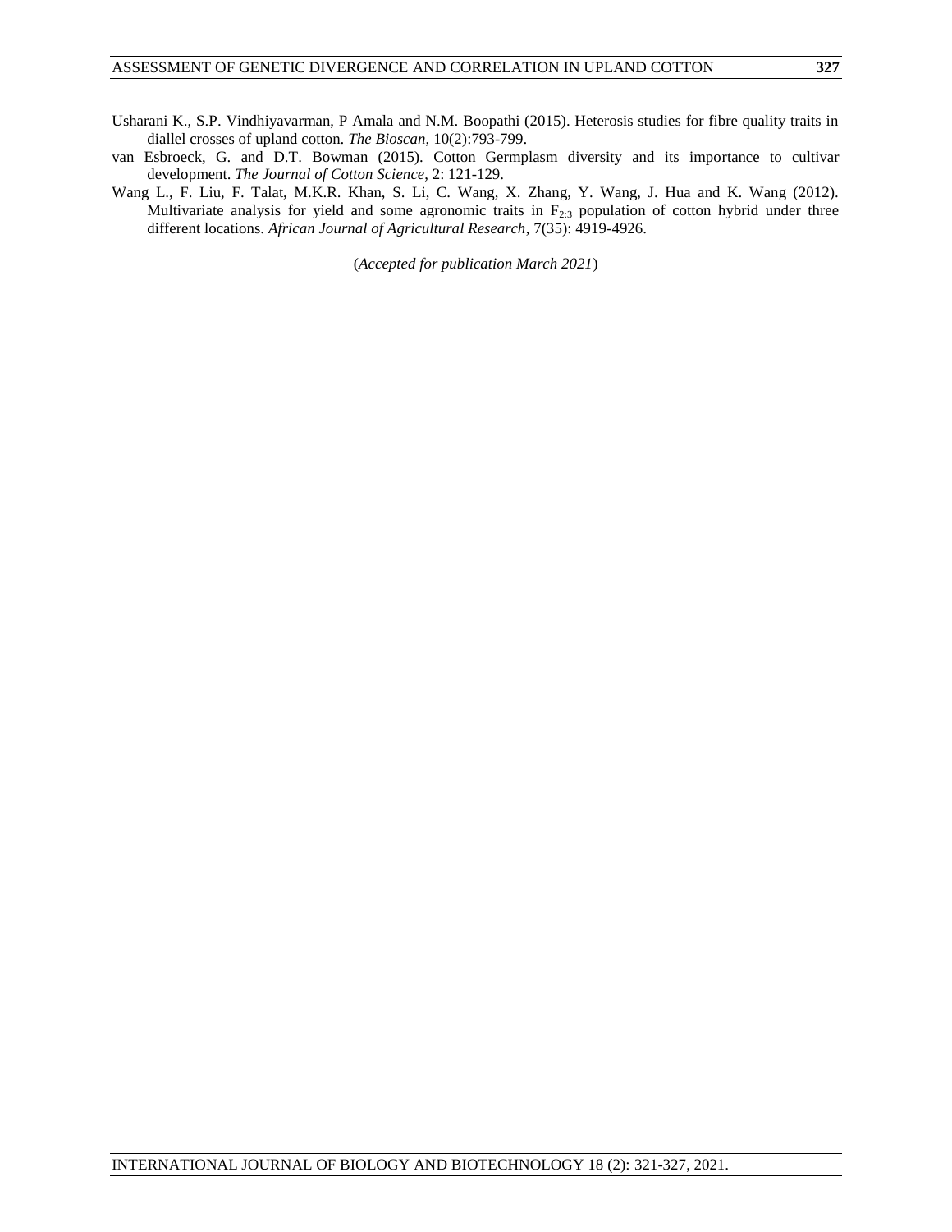Usharani K., S.P. Vindhiyavarman, P Amala and N.M. Boopathi (2015). Heterosis studies for fibre quality traits in diallel crosses of upland cotton. *The Bioscan*, 10(2):793-799.

van Esbroeck, G. and D.T. Bowman (2015). Cotton Germplasm diversity and its importance to cultivar development. *The Journal of Cotton Science*, 2: 121-129.

Wang L., F. Liu, F. Talat, M.K.R. Khan, S. Li, C. Wang, X. Zhang, Y. Wang, J. Hua and K. Wang (2012). Multivariate analysis for yield and some agronomic traits in $F_{2:3}$ population of cotton hybrid under three different locations. *African Journal of Agricultural Research*, 7(35): 4919-4926.

(*Accepted for publication March 2021*)